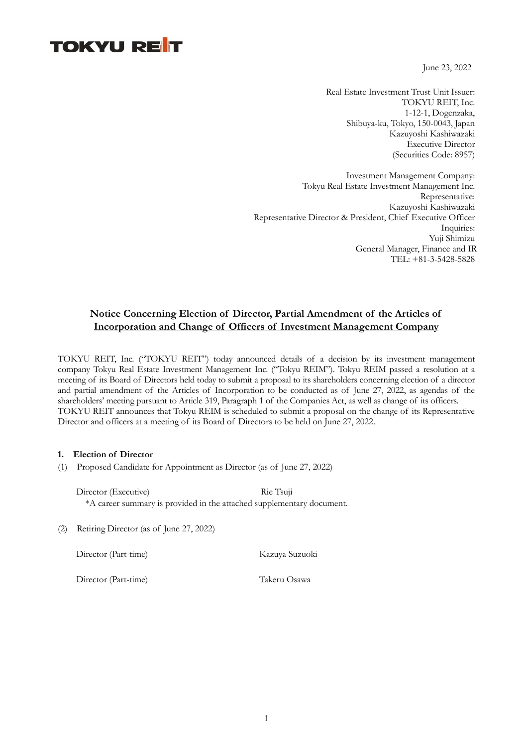TOKYU REIT

June 23, 2022

Real Estate Investment Trust Unit Issuer:
TOKYU REIT, Inc.
1-12-1, Dogenzaka,
Shibuya-ku, Tokyo, 150-0043, Japan
Kazuyoshi Kashiwazaki
Executive Director
(Securities Code: 8957)

Investment Management Company:
Tokyu Real Estate Investment Management Inc.
Representative:
Kazuyoshi Kashiwazaki
Representative Director & President, Chief Executive Officer
Inquiries:
Yuji Shimizu
General Manager, Finance and IR
TEL: +81-3-5428-5828

## Notice Concerning Election of Director, Partial Amendment of the Articles of Incorporation and Change of Officers of Investment Management Company

TOKYU REIT, Inc. ("TOKYU REIT") today announced details of a decision by its investment management company Tokyu Real Estate Investment Management Inc. ("Tokyu REIM"). Tokyu REIM passed a resolution at a meeting of its Board of Directors held today to submit a proposal to its shareholders concerning election of a director and partial amendment of the Articles of Incorporation to be conducted as of June 27, 2022, as agendas of the shareholders' meeting pursuant to Article 319, Paragraph 1 of the Companies Act, as well as change of its officers.
TOKYU REIT announces that Tokyu REIM is scheduled to submit a proposal on the change of its Representative Director and officers at a meeting of its Board of Directors to be held on June 27, 2022.

### 1. Election of Director

(1) Proposed Candidate for Appointment as Director (as of June 27, 2022)

Director (Executive) Rie Tsuji
*A career summary is provided in the attached supplementary document.

(2) Retiring Director (as of June 27, 2022)

Director (Part-time) Kazuya Suzuoki

Director (Part-time) Takeru Osawa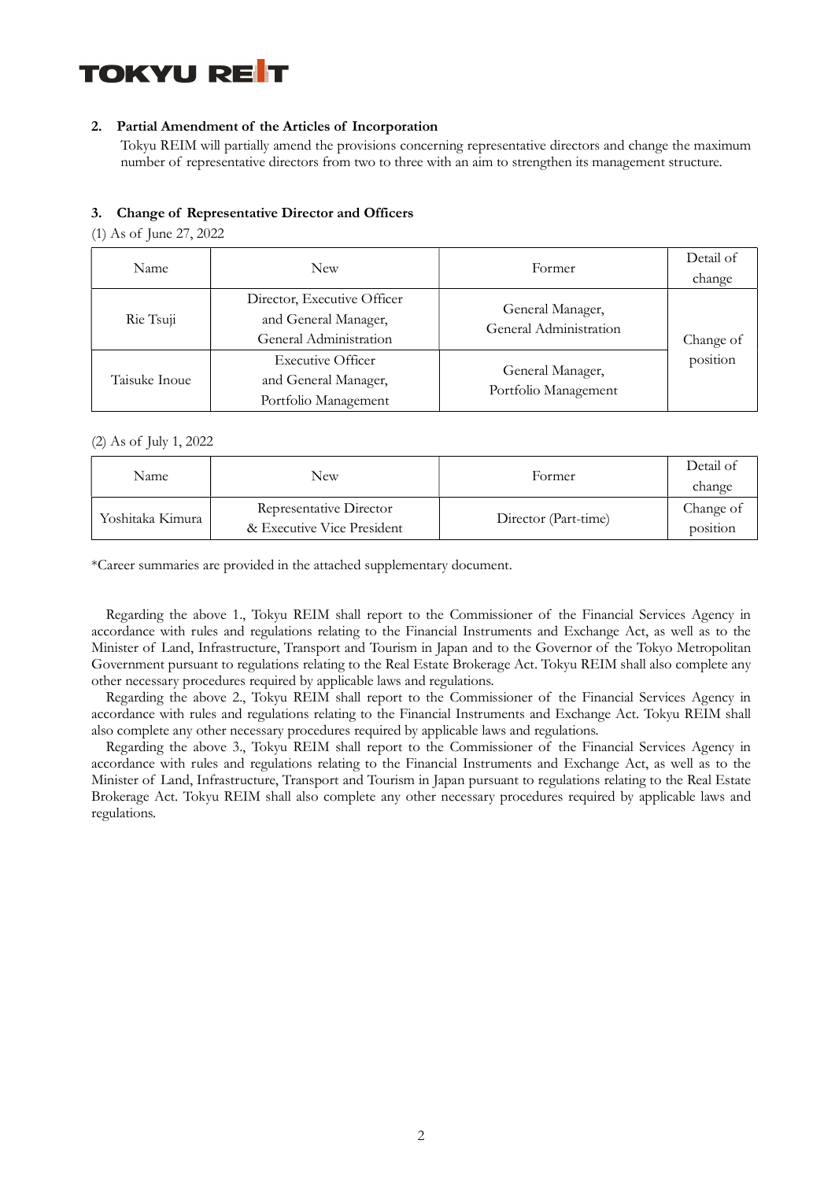## 2. Partial Amendment of the Articles of Incorporation

Tokyu REIM will partially amend the provisions concerning representative directors and change the maximum number of representative directors from two to three with an aim to strengthen its management structure.

## 3. Change of Representative Director and Officers

(1) As of June 27, 2022

| Name | New | Former | Detail of change |
|---|---|---|---|
| Rie Tsuji | Director, Executive Officer and General Manager, General Administration | General Manager, General Administration | Change of position |
| Taisuke Inoue | Executive Officer and General Manager, Portfolio Management | General Manager, Portfolio Management | |

(2) As of July 1, 2022

| Name | New | Former | Detail of change |
|---|---|---|---|
| Yoshitaka Kimura | Representative Director & Executive Vice President | Director (Part-time) | Change of position |

*Career summaries are provided in the attached supplementary document.

Regarding the above 1., Tokyu REIM shall report to the Commissioner of the Financial Services Agency in accordance with rules and regulations relating to the Financial Instruments and Exchange Act, as well as to the Minister of Land, Infrastructure, Transport and Tourism in Japan and to the Governor of the Tokyo Metropolitan Government pursuant to regulations relating to the Real Estate Brokerage Act. Tokyu REIM shall also complete any other necessary procedures required by applicable laws and regulations.

Regarding the above 2., Tokyu REIM shall report to the Commissioner of the Financial Services Agency in accordance with rules and regulations relating to the Financial Instruments and Exchange Act. Tokyu REIM shall also complete any other necessary procedures required by applicable laws and regulations.

Regarding the above 3., Tokyu REIM shall report to the Commissioner of the Financial Services Agency in accordance with rules and regulations relating to the Financial Instruments and Exchange Act, as well as to the Minister of Land, Infrastructure, Transport and Tourism in Japan pursuant to regulations relating to the Real Estate Brokerage Act. Tokyu REIM shall also complete any other necessary procedures required by applicable laws and regulations.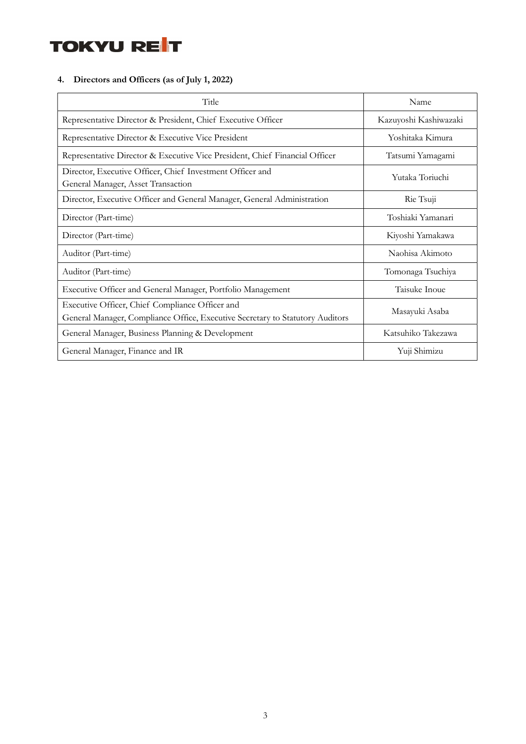**TOKYU REIT**

## 4. Directors and Officers (as of July 1, 2022)

| Title | Name |
|---|---|
| Representative Director & President, Chief Executive Officer | Kazuyoshi Kashiwazaki |
| Representative Director & Executive Vice President | Yoshitaka Kimura |
| Representative Director & Executive Vice President, Chief Financial Officer | Tatsumi Yamagami |
| Director, Executive Officer, Chief Investment Officer and General Manager, Asset Transaction | Yutaka Toriuchi |
| Director, Executive Officer and General Manager, General Administration | Rie Tsuji |
| Director (Part-time) | Toshiaki Yamanari |
| Director (Part-time) | Kiyoshi Yamakawa |
| Auditor (Part-time) | Naohisa Akimoto |
| Auditor (Part-time) | Tomonaga Tsuchiya |
| Executive Officer and General Manager, Portfolio Management | Taisuke Inoue |
| Executive Officer, Chief Compliance Officer and General Manager, Compliance Office, Executive Secretary to Statutory Auditors | Masayuki Asaba |
| General Manager, Business Planning & Development | Katsuhiko Takezawa |
| General Manager, Finance and IR | Yuji Shimizu |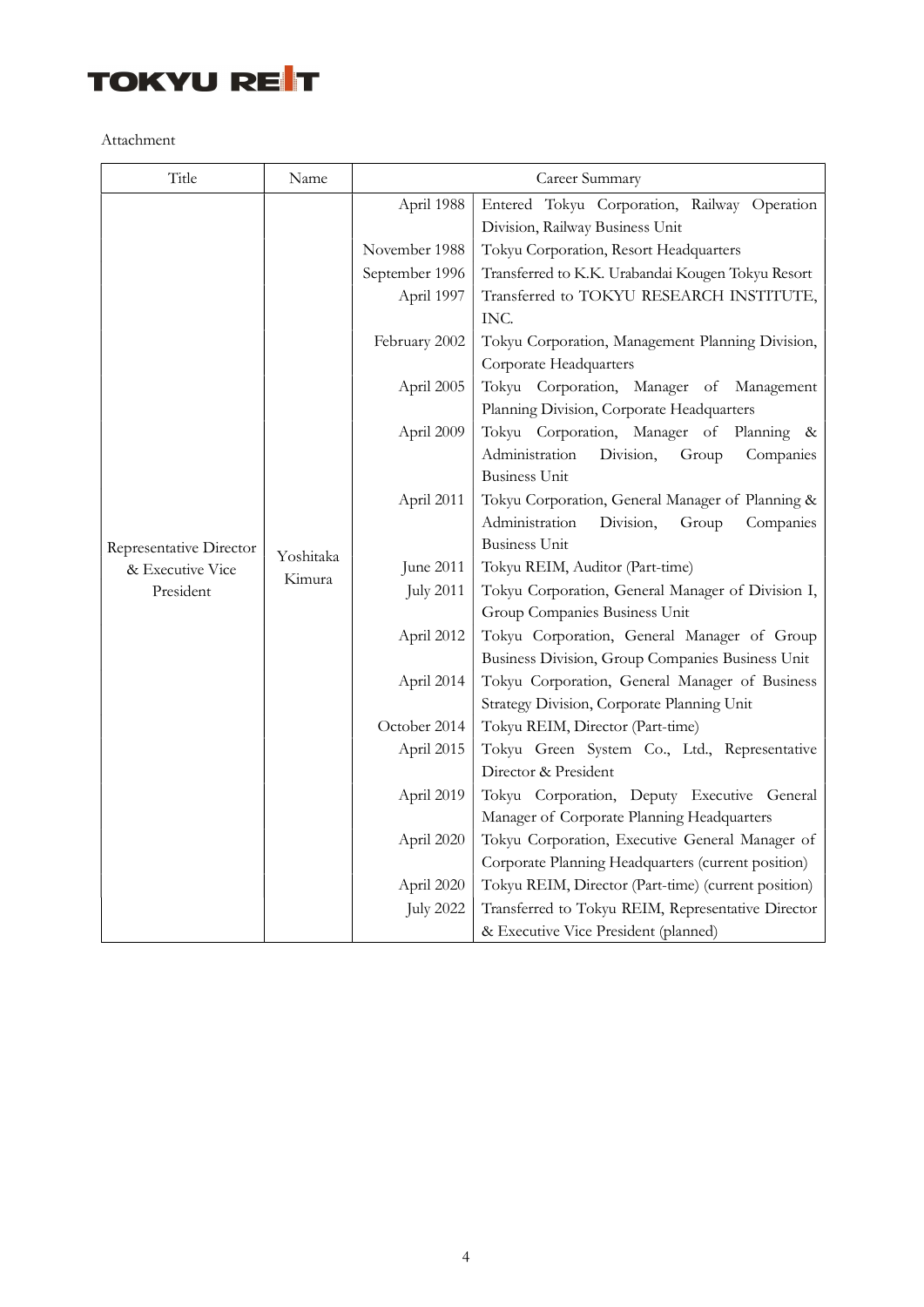Attachment

| Title | Name | Career Summary | |
|---|---|---|---|
| Representative Director & Executive Vice President | Yoshitaka Kimura | April 1988 | Entered Tokyu Corporation, Railway Operation Division, Railway Business Unit |
| | | November 1988 | Tokyu Corporation, Resort Headquarters |
| | | September 1996 | Transferred to K.K. Urabandai Kougen Tokyu Resort |
| | | April 1997 | Transferred to TOKYU RESEARCH INSTITUTE, INC. |
| | | February 2002 | Tokyu Corporation, Management Planning Division, Corporate Headquarters |
| | | April 2005 | Tokyu Corporation, Manager of Management Planning Division, Corporate Headquarters |
| | | April 2009 | Tokyu Corporation, Manager of Planning & Administration Division, Group Companies Business Unit |
| | | April 2011 | Tokyu Corporation, General Manager of Planning & Administration Division, Group Companies Business Unit |
| | | June 2011 | Tokyu REIM, Auditor (Part-time) |
| | | July 2011 | Tokyu Corporation, General Manager of Division I, Group Companies Business Unit |
| | | April 2012 | Tokyu Corporation, General Manager of Group Business Division, Group Companies Business Unit |
| | | April 2014 | Tokyu Corporation, General Manager of Business Strategy Division, Corporate Planning Unit |
| | | October 2014 | Tokyu REIM, Director (Part-time) |
| | | April 2015 | Tokyu Green System Co., Ltd., Representative Director & President |
| | | April 2019 | Tokyu Corporation, Deputy Executive General Manager of Corporate Planning Headquarters |
| | | April 2020 | Tokyu Corporation, Executive General Manager of Corporate Planning Headquarters (current position) |
| | | April 2020 | Tokyu REIM, Director (Part-time) (current position) |
| | | July 2022 | Transferred to Tokyu REIM, Representative Director & Executive Vice President (planned) |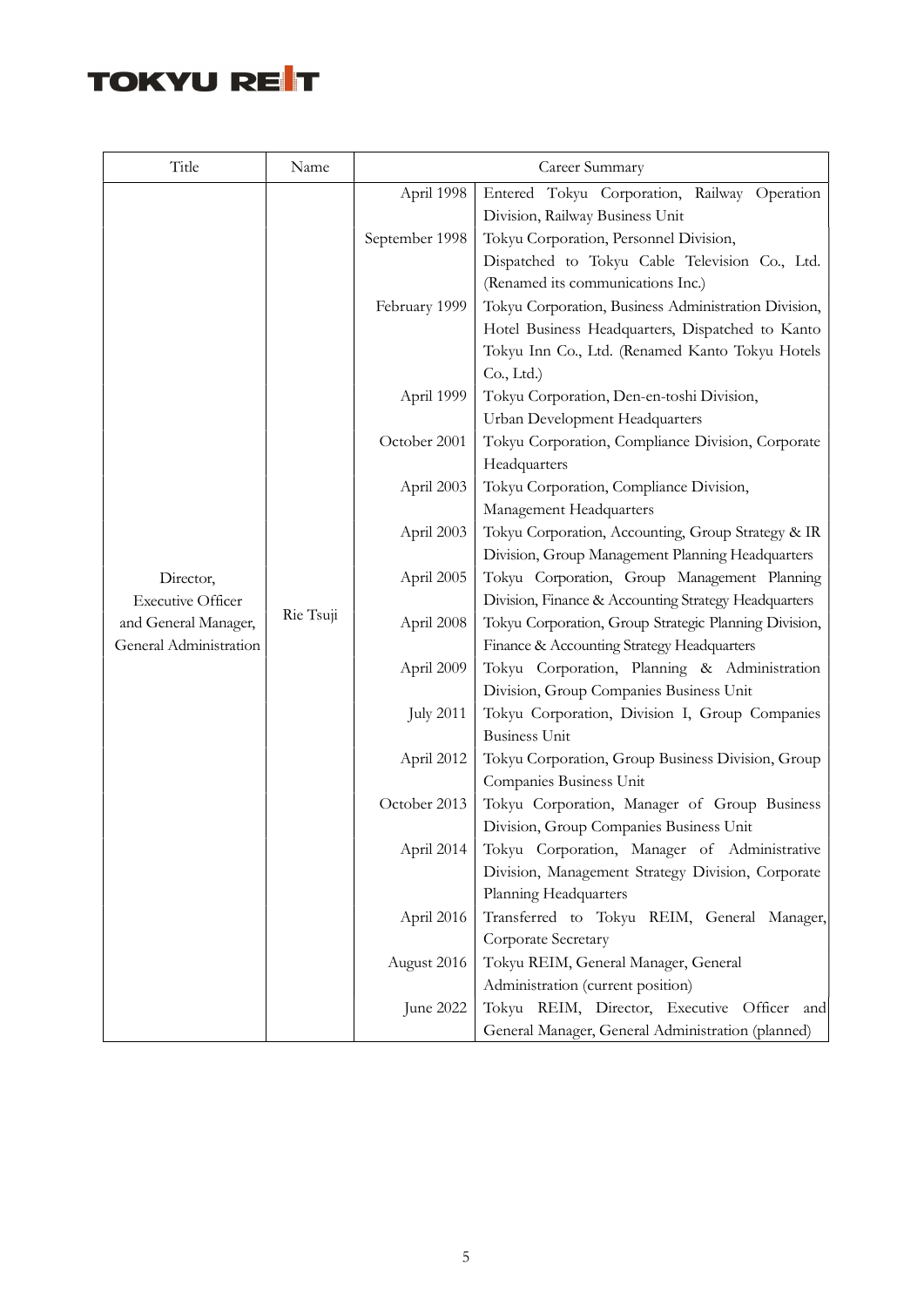| Title | Name | Career Summary | |
|---|---|---|---|
| Director, Executive Officer and General Manager, General Administration | Rie Tsuji | April 1998 | Entered Tokyu Corporation, Railway Operation Division, Railway Business Unit |
| | | September 1998 | Tokyu Corporation, Personnel Division, Dispatched to Tokyu Cable Television Co., Ltd. (Renamed its communications Inc.) |
| | | February 1999 | Tokyu Corporation, Business Administration Division, Hotel Business Headquarters, Dispatched to Kanto Tokyu Inn Co., Ltd. (Renamed Kanto Tokyu Hotels Co., Ltd.) |
| | | April 1999 | Tokyu Corporation, Den-en-toshi Division, Urban Development Headquarters |
| | | October 2001 | Tokyu Corporation, Compliance Division, Corporate Headquarters |
| | | April 2003 | Tokyu Corporation, Compliance Division, Management Headquarters |
| | | April 2003 | Tokyu Corporation, Accounting, Group Strategy & IR Division, Group Management Planning Headquarters |
| | | April 2005 | Tokyu Corporation, Group Management Planning Division, Finance & Accounting Strategy Headquarters |
| | | April 2008 | Tokyu Corporation, Group Strategic Planning Division, Finance & Accounting Strategy Headquarters |
| | | April 2009 | Tokyu Corporation, Planning & Administration Division, Group Companies Business Unit |
| | | July 2011 | Tokyu Corporation, Division I, Group Companies Business Unit |
| | | April 2012 | Tokyu Corporation, Group Business Division, Group Companies Business Unit |
| | | October 2013 | Tokyu Corporation, Manager of Group Business Division, Group Companies Business Unit |
| | | April 2014 | Tokyu Corporation, Manager of Administrative Division, Management Strategy Division, Corporate Planning Headquarters |
| | | April 2016 | Transferred to Tokyu REIM, General Manager, Corporate Secretary |
| | | August 2016 | Tokyu REIM, General Manager, General Administration (current position) |
| | | June 2022 | Tokyu REIM, Director, Executive Officer and General Manager, General Administration (planned) |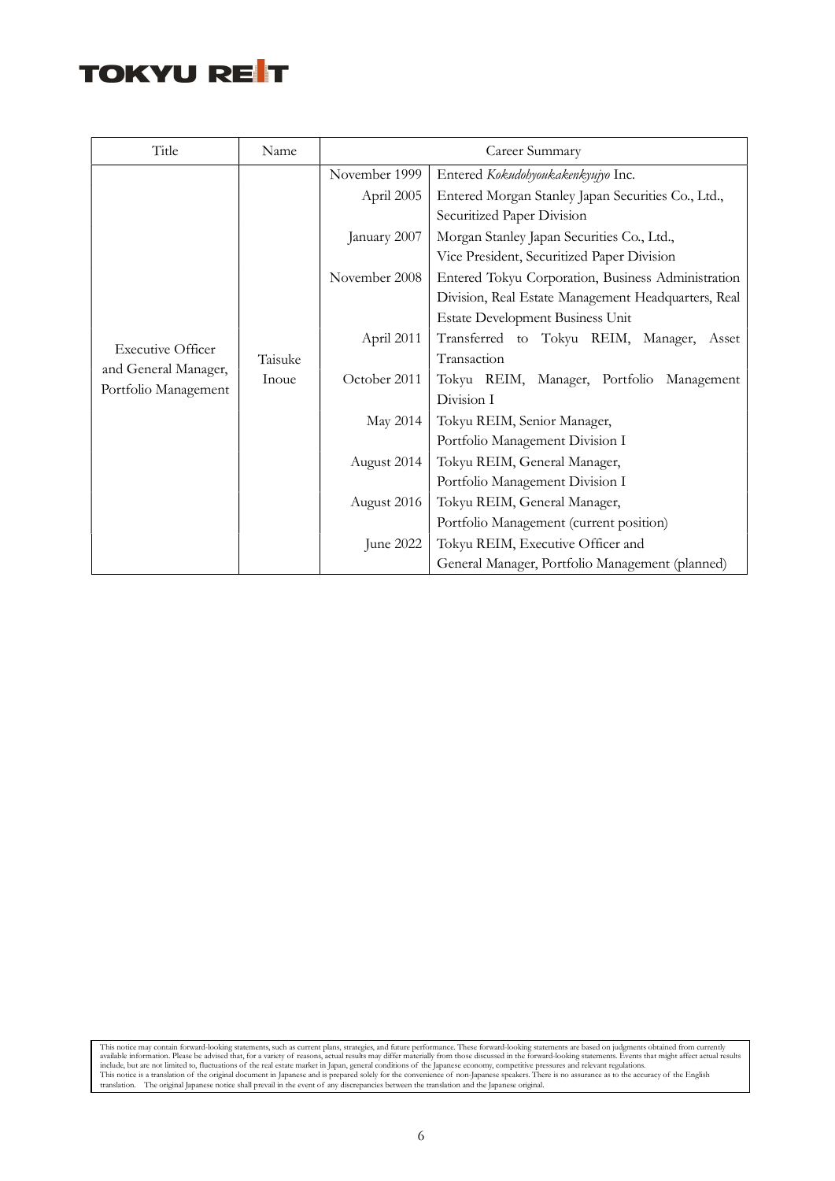| Title | Name | Career Summary | |
|---|---|---|---|
| Executive Officer and General Manager, Portfolio Management | Taisuke Inoue | November 1999 | Entered *Kokudohyoukakenkyujyo* Inc. |
| | | April 2005 | Entered Morgan Stanley Japan Securities Co., Ltd., Securitized Paper Division |
| | | January 2007 | Morgan Stanley Japan Securities Co., Ltd., Vice President, Securitized Paper Division |
| | | November 2008 | Entered Tokyu Corporation, Business Administration Division, Real Estate Management Headquarters, Real Estate Development Business Unit |
| | | April 2011 | Transferred to Tokyu REIM, Manager, Asset Transaction |
| | | October 2011 | Tokyu REIM, Manager, Portfolio Management Division I |
| | | May 2014 | Tokyu REIM, Senior Manager, Portfolio Management Division I |
| | | August 2014 | Tokyu REIM, General Manager, Portfolio Management Division I |
| | | August 2016 | Tokyu REIM, General Manager, Portfolio Management (current position) |
| | | June 2022 | Tokyu REIM, Executive Officer and General Manager, Portfolio Management (planned) |

This notice may contain forward-looking statements, such as current plans, strategies, and future performance. These forward-looking statements are based on judgments obtained from currently available information. Please be advised that, for a variety of reasons, actual results may differ materially from those discussed in the forward-looking statements. Events that might affect actual results include, but are not limited to, fluctuations of the real estate market in Japan, general conditions of the Japanese economy, competitive pressures and relevant regulations.
This notice is a translation of the original document in Japanese and is prepared solely for the convenience of non-Japanese speakers. There is no assurance as to the accuracy of the English translation. The original Japanese notice shall prevail in the event of any discrepancies between the translation and the Japanese original.